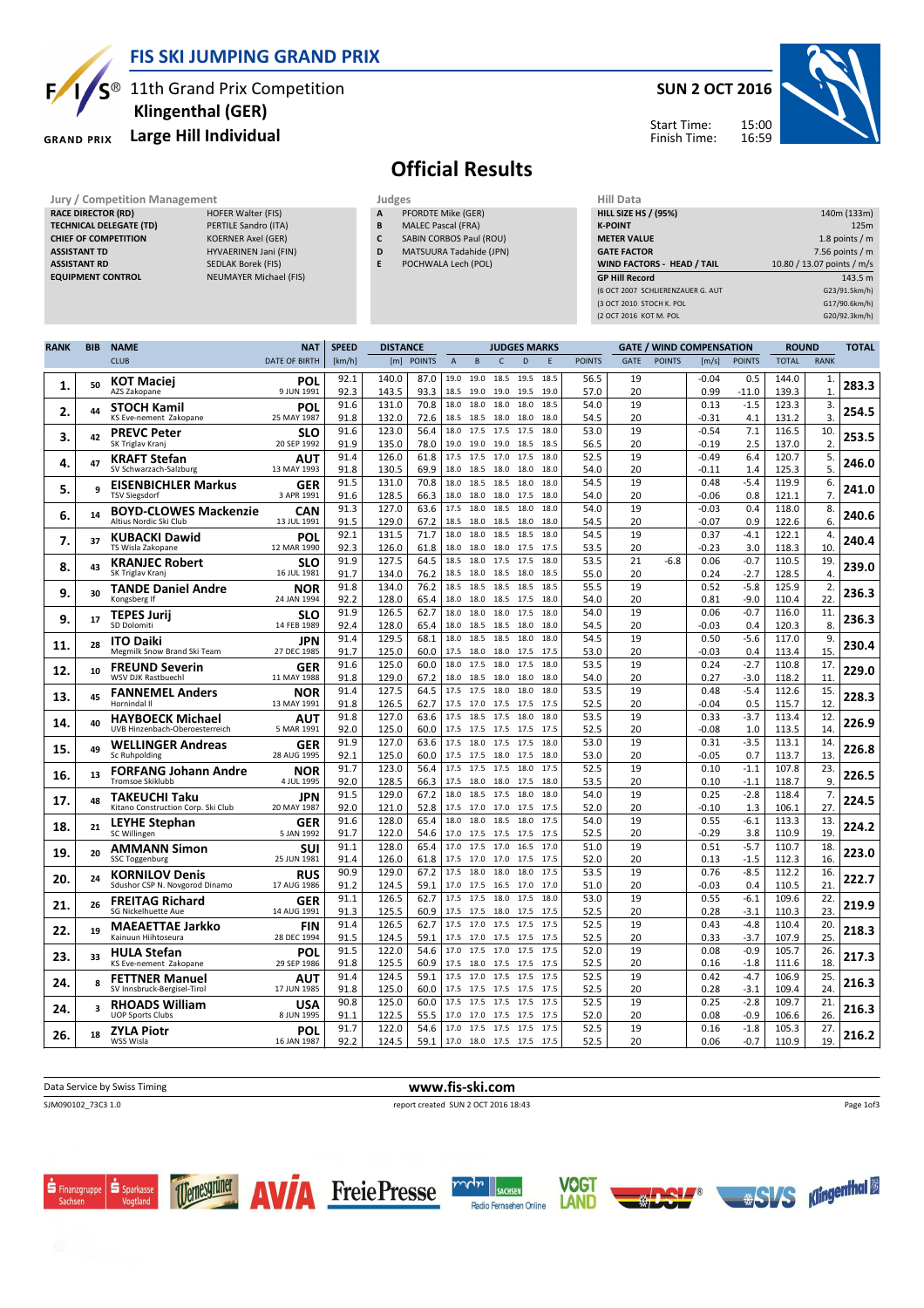# FIS SKI JUMPING GRAND PRIX

## 11th Grand Prix Competition
## Klingenthal (GER)
## Large Hill Individual

**SUN 2 OCT 2016**

Start Time: 15:00
Finish Time: 16:59

# Official Results

| Jury / Competition Management | |
|---|---|
| RACE DIRECTOR (RD) | HOFER Walter (FIS) |
| TECHNICAL DELEGATE (TD) | PERTILE Sandro (ITA) |
| CHIEF OF COMPETITION | KOERNER Axel (GER) |
| ASSISTANT TD | HYVAERINEN Jani (FIN) |
| ASSISTANT RD | SEDLAK Borek (FIS) |
| EQUIPMENT CONTROL | NEUMAYER Michael (FIS) |

| Judges | |
|---|---|
| A | PFORDTE Mike (GER) |
| B | MALEC Pascal (FRA) |
| C | SABIN CORBOS Paul (ROU) |
| D | MATSUURA Tadahide (JPN) |
| E | POCHWALA Lech (POL) |

| Hill Data | |
|---|---|
| HILL SIZE HS / (95%) | 140m (133m) |
| K-POINT | 125m |
| METER VALUE | 1.8 points / m |
| GATE FACTOR | 7.56 points / m |
| WIND FACTORS - HEAD / TAIL | 10.80 / 13.07 points / m/s |
| GP Hill Record | 143.5 m |
| (6 OCT 2007 SCHLIERENZAUER G. AUT | G23/91.5km/h) |
| (3 OCT 2010 STOCH K. POL | G17/90.6km/h) |
| (2 OCT 2016 KOT M. POL | G20/92.3km/h) |

| RANK | BIB | NAME / CLUB | NAT / DATE OF BIRTH | SPEED [km/h] | DISTANCE [m] | DISTANCE POINTS | A | B | C | D | E | JUDGES POINTS | GATE | GATE POINTS | WIND [m/s] | WIND POINTS | ROUND TOTAL | ROUND RANK | TOTAL |
|---|---|---|---|---|---|---|---|---|---|---|---|---|---|---|---|---|---|---|---|
| 1. | 50 | KOT Maciej / AZS Zakopane | POL / 9 JUN 1991 | 92.1 | 140.0 | 87.0 | 19.0 | 19.0 | 18.5 | 19.5 | 18.5 | 56.5 | 19 | | -0.04 | 0.5 | 144.0 | 1. | 283.3 |
| | | | | 92.3 | 143.5 | 93.3 | 18.5 | 19.0 | 19.0 | 19.5 | 19.0 | 57.0 | 20 | | 0.99 | -11.0 | 139.3 | 1. | |
| 2. | 44 | STOCH Kamil / KS Eve-nement Zakopane | POL / 25 MAY 1987 | 91.6 | 131.0 | 70.8 | 18.0 | 18.0 | 18.0 | 18.0 | 18.5 | 54.0 | 19 | | 0.13 | -1.5 | 123.3 | 3. | 254.5 |
| | | | | 91.8 | 132.0 | 72.6 | 18.5 | 18.5 | 18.0 | 18.0 | 18.0 | 54.5 | 20 | | -0.31 | 4.1 | 131.2 | 3. | |
| 3. | 42 | PREVC Peter / SK Triglav Kranj | SLO / 20 SEP 1992 | 91.6 | 123.0 | 56.4 | 18.0 | 17.5 | 17.5 | 17.5 | 18.0 | 53.0 | 19 | | -0.54 | 7.1 | 116.5 | 10. | 253.5 |
| | | | | 91.9 | 135.0 | 78.0 | 19.0 | 19.0 | 19.0 | 18.5 | 18.5 | 56.5 | 20 | | -0.19 | 2.5 | 137.0 | 2. | |
| 4. | 47 | KRAFT Stefan / SV Schwarzach-Salzburg | AUT / 13 MAY 1993 | 91.4 | 126.0 | 61.8 | 17.5 | 17.5 | 17.0 | 17.5 | 18.0 | 52.5 | 19 | | -0.49 | 6.4 | 120.7 | 5. | 246.0 |
| | | | | 91.8 | 130.5 | 69.9 | 18.0 | 18.5 | 18.0 | 18.0 | 18.0 | 54.0 | 20 | | -0.11 | 1.4 | 125.3 | 5. | |
| 5. | 9 | EISENBICHLER Markus / TSV Siegsdorf | GER / 3 APR 1991 | 91.5 | 131.0 | 70.8 | 18.0 | 18.5 | 18.5 | 18.0 | 18.0 | 54.5 | 19 | | 0.48 | -5.4 | 119.9 | 6. | 241.0 |
| | | | | 91.6 | 128.5 | 66.3 | 18.0 | 18.0 | 18.0 | 17.5 | 18.0 | 54.0 | 20 | | -0.06 | 0.8 | 121.1 | 7. | |
| 6. | 14 | BOYD-CLOWES Mackenzie / Altius Nordic Ski Club | CAN / 13 JUL 1991 | 91.3 | 127.0 | 63.6 | 17.5 | 18.0 | 18.5 | 18.0 | 18.0 | 54.0 | 19 | | -0.03 | 0.4 | 118.0 | 8. | 240.6 |
| | | | | 91.5 | 129.0 | 67.2 | 18.5 | 18.0 | 18.5 | 18.0 | 18.0 | 54.5 | 20 | | -0.07 | 0.9 | 122.6 | 6. | |
| 7. | 37 | KUBACKI Dawid / TS Wisla Zakopane | POL / 12 MAR 1990 | 92.1 | 131.5 | 71.7 | 18.0 | 18.0 | 18.5 | 18.5 | 18.0 | 54.5 | 19 | | 0.37 | -4.1 | 122.1 | 4. | 240.4 |
| | | | | 92.3 | 126.0 | 61.8 | 18.0 | 18.0 | 18.0 | 17.5 | 17.5 | 53.5 | 20 | | -0.23 | 3.0 | 118.3 | 10. | |
| 8. | 43 | KRANJEC Robert / SK Triglav Kranj | SLO / 16 JUL 1981 | 91.9 | 127.5 | 64.5 | 18.5 | 18.0 | 17.5 | 17.5 | 18.0 | 53.5 | 21 | -6.8 | 0.06 | -0.7 | 110.5 | 19. | 239.0 |
| | | | | 91.7 | 134.0 | 76.2 | 18.5 | 18.0 | 18.5 | 18.0 | 18.5 | 55.0 | 20 | | 0.24 | -2.7 | 128.5 | 4. | |
| 9. | 30 | TANDE Daniel Andre / Kongsberg If | NOR / 24 JAN 1994 | 91.8 | 134.0 | 76.2 | 18.5 | 18.5 | 18.5 | 18.5 | 18.5 | 55.5 | 19 | | 0.52 | -5.8 | 125.9 | 2. | 236.3 |
| | | | | 92.2 | 128.0 | 65.4 | 18.0 | 18.0 | 18.5 | 17.5 | 18.0 | 54.0 | 20 | | 0.81 | -9.0 | 110.4 | 22. | |
| 9. | 17 | TEPES Jurij / SD Dolomiti | SLO / 14 FEB 1989 | 91.9 | 126.5 | 62.7 | 18.0 | 18.0 | 18.0 | 17.5 | 18.0 | 54.0 | 19 | | 0.06 | -0.7 | 116.0 | 11. | 236.3 |
| | | | | 92.4 | 128.0 | 65.4 | 18.0 | 18.5 | 18.5 | 18.0 | 18.0 | 54.5 | 20 | | -0.03 | 0.4 | 120.3 | 8. | |
| 11. | 28 | ITO Daiki / Megmilk Snow Brand Ski Team | JPN / 27 DEC 1985 | 91.4 | 129.5 | 68.1 | 18.0 | 18.5 | 18.5 | 18.0 | 18.0 | 54.5 | 19 | | 0.50 | -5.6 | 117.0 | 9. | 230.4 |
| | | | | 91.7 | 125.0 | 60.0 | 17.5 | 18.0 | 18.0 | 17.5 | 17.5 | 53.0 | 20 | | -0.03 | 0.4 | 113.4 | 15. | |
| 12. | 10 | FREUND Severin / WSV DJK Rastbuechl | GER / 11 MAY 1988 | 91.6 | 125.0 | 60.0 | 18.0 | 17.5 | 18.0 | 17.5 | 18.0 | 53.5 | 19 | | 0.24 | -2.7 | 110.8 | 17. | 229.0 |
| | | | | 91.8 | 129.0 | 67.2 | 18.0 | 18.5 | 18.0 | 18.0 | 18.0 | 54.0 | 20 | | 0.27 | -3.0 | 118.2 | 11. | |
| 13. | 45 | FANNEMEL Anders / Hornindal Il | NOR / 13 MAY 1991 | 91.4 | 127.5 | 64.5 | 17.5 | 17.5 | 18.0 | 18.0 | 18.0 | 53.5 | 19 | | 0.48 | -5.4 | 112.6 | 15. | 228.3 |
| | | | | 91.8 | 126.5 | 62.7 | 17.5 | 17.0 | 17.5 | 17.5 | 17.5 | 52.5 | 20 | | -0.04 | 0.5 | 115.7 | 12. | |
| 14. | 40 | HAYBOECK Michael / UVB Hinzenbach-Oberoesterreich | AUT / 5 MAR 1991 | 91.8 | 127.0 | 63.6 | 17.5 | 18.5 | 17.5 | 18.0 | 18.0 | 53.5 | 19 | | 0.33 | -3.7 | 113.4 | 12. | 226.9 |
| | | | | 92.0 | 125.0 | 60.0 | 17.5 | 17.5 | 17.5 | 17.5 | 17.5 | 52.5 | 20 | | -0.08 | 1.0 | 113.5 | 14. | |
| 15. | 49 | WELLINGER Andreas / Sc Ruhpolding | GER / 28 AUG 1995 | 91.9 | 127.0 | 63.6 | 17.5 | 18.0 | 17.5 | 17.5 | 18.0 | 53.0 | 19 | | 0.31 | -3.5 | 113.1 | 14. | 226.8 |
| | | | | 92.1 | 125.0 | 60.0 | 17.5 | 17.5 | 18.0 | 17.5 | 18.0 | 53.0 | 20 | | -0.05 | 0.7 | 113.7 | 13. | |
| 16. | 13 | FORFANG Johann Andre / Tromsoe Skiklubb | NOR / 4 JUL 1995 | 91.7 | 123.0 | 56.4 | 17.5 | 17.5 | 17.5 | 18.0 | 17.5 | 52.5 | 19 | | 0.10 | -1.1 | 107.8 | 23. | 226.5 |
| | | | | 92.0 | 128.5 | 66.3 | 17.5 | 18.0 | 18.0 | 17.5 | 18.0 | 53.5 | 20 | | 0.10 | -1.1 | 118.7 | 9. | |
| 17. | 48 | TAKEUCHI Taku / Kitano Construction Corp. Ski Club | JPN / 20 MAY 1987 | 91.5 | 129.0 | 67.2 | 18.0 | 18.5 | 17.5 | 18.0 | 18.0 | 54.0 | 19 | | 0.25 | -2.8 | 118.4 | 7. | 224.5 |
| | | | | 92.0 | 121.0 | 52.8 | 17.5 | 17.0 | 17.0 | 17.5 | 17.5 | 52.0 | 20 | | -0.10 | 1.3 | 106.1 | 27. | |
| 18. | 21 | LEYHE Stephan / SC Willingen | GER / 5 JAN 1992 | 91.6 | 128.0 | 65.4 | 18.0 | 18.0 | 18.5 | 18.0 | 17.5 | 54.0 | 19 | | 0.55 | -6.1 | 113.3 | 13. | 224.2 |
| | | | | 91.7 | 122.0 | 54.6 | 17.0 | 17.5 | 17.5 | 17.5 | 17.5 | 52.5 | 20 | | -0.29 | 3.8 | 110.9 | 19. | |
| 19. | 20 | AMMANN Simon / SSC Toggenburg | SUI / 25 JUN 1981 | 91.1 | 128.0 | 65.4 | 17.0 | 17.5 | 17.0 | 16.5 | 17.0 | 51.0 | 19 | | 0.51 | -5.7 | 110.7 | 18. | 223.0 |
| | | | | 91.4 | 126.0 | 61.8 | 17.5 | 17.0 | 17.0 | 17.5 | 17.5 | 52.0 | 20 | | 0.13 | -1.5 | 112.3 | 16. | |
| 20. | 24 | KORNILOV Denis / Sdushor CSP N. Novgorod Dinamo | RUS / 17 AUG 1986 | 90.9 | 129.0 | 67.2 | 17.5 | 18.0 | 18.0 | 18.0 | 17.5 | 53.5 | 19 | | 0.76 | -8.5 | 112.2 | 16. | 222.7 |
| | | | | 91.2 | 124.5 | 59.1 | 17.0 | 17.5 | 16.5 | 17.0 | 17.0 | 51.0 | 20 | | -0.03 | 0.4 | 110.5 | 21. | |
| 21. | 26 | FREITAG Richard / SG Nickelhuette Aue | GER / 14 AUG 1991 | 91.1 | 126.5 | 62.7 | 17.5 | 17.5 | 18.0 | 17.5 | 18.0 | 53.0 | 19 | | 0.55 | -6.1 | 109.6 | 22. | 219.9 |
| | | | | 91.3 | 125.5 | 60.9 | 17.5 | 17.5 | 18.0 | 17.5 | 17.5 | 52.5 | 20 | | 0.28 | -3.1 | 110.3 | 23. | |
| 22. | 19 | MAEAETTAE Jarkko / Kainuun Hiihtoseura | FIN / 28 DEC 1994 | 91.4 | 126.5 | 62.7 | 17.5 | 17.0 | 17.5 | 17.5 | 17.5 | 52.5 | 19 | | 0.43 | -4.8 | 110.4 | 20. | 218.3 |
| | | | | 91.5 | 124.5 | 59.1 | 17.5 | 17.0 | 17.5 | 17.5 | 17.5 | 52.5 | 20 | | 0.33 | -3.7 | 107.9 | 25. | |
| 23. | 33 | HULA Stefan / KS Eve-nement Zakopane | POL / 29 SEP 1986 | 91.5 | 122.0 | 54.6 | 17.0 | 17.5 | 17.0 | 17.5 | 17.5 | 52.0 | 19 | | 0.08 | -0.9 | 105.7 | 26. | 217.3 |
| | | | | 91.8 | 125.5 | 60.9 | 17.5 | 18.0 | 17.5 | 17.5 | 17.5 | 52.5 | 20 | | 0.16 | -1.8 | 111.6 | 18. | |
| 24. | 8 | FETTNER Manuel / SV Innsbruck-Bergisel-Tirol | AUT / 17 JUN 1985 | 91.4 | 124.5 | 59.1 | 17.5 | 17.0 | 17.5 | 17.5 | 17.5 | 52.5 | 19 | | 0.42 | -4.7 | 106.9 | 25. | 216.3 |
| | | | | 91.8 | 125.0 | 60.0 | 17.5 | 17.5 | 17.5 | 17.5 | 17.5 | 52.5 | 20 | | 0.28 | -3.1 | 109.4 | 24. | |
| 24. | 3 | RHOADS William / UOP Sports Clubs | USA / 8 JUN 1995 | 90.8 | 125.0 | 60.0 | 17.5 | 17.5 | 17.5 | 17.5 | 17.5 | 52.5 | 19 | | 0.25 | -2.8 | 109.7 | 21. | 216.3 |
| | | | | 91.1 | 122.5 | 55.5 | 17.0 | 17.0 | 17.5 | 17.5 | 17.5 | 52.0 | 20 | | 0.08 | -0.9 | 106.6 | 26. | |
| 26. | 18 | ZYLA Piotr / WSS Wisla | POL / 16 JAN 1987 | 91.7 | 122.0 | 54.6 | 17.0 | 17.5 | 17.5 | 17.5 | 17.5 | 52.5 | 19 | | 0.16 | -1.8 | 105.3 | 27. | 216.2 |
| | | | | 92.2 | 124.5 | 59.1 | 17.0 | 18.0 | 17.5 | 17.5 | 17.5 | 52.5 | 20 | | 0.06 | -0.7 | 110.9 | 19. | |

Data Service by Swiss Timing

www.fis-ski.com

SJM090102_73C3 1.0 report created SUN 2 OCT 2016 18:43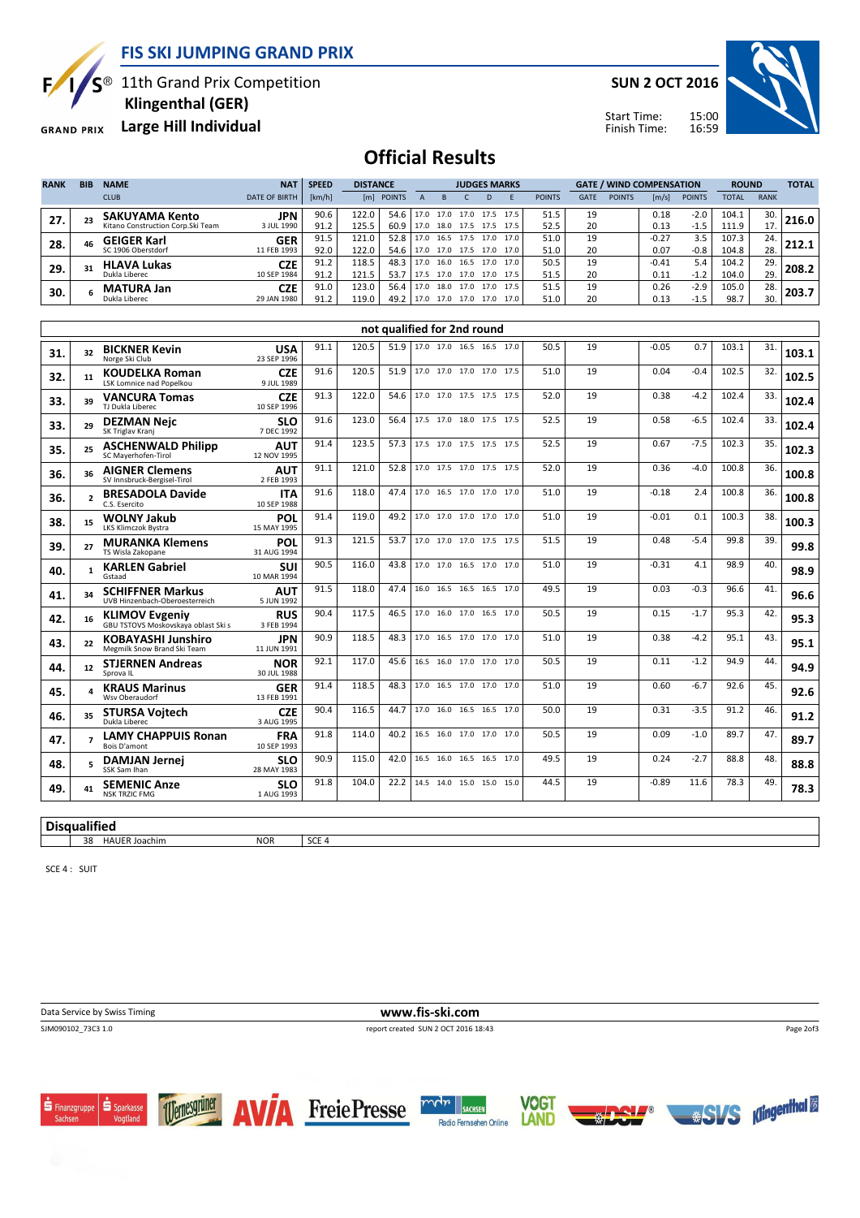# FIS SKI JUMPING GRAND PRIX

11th Grand Prix Competition
**Klingenthal (GER)**
**Large Hill Individual**

**SUN 2 OCT 2016**

Start Time: 15:00
Finish Time: 16:59

## Official Results

| RANK | BIB | NAME / CLUB | NAT / DATE OF BIRTH | SPEED [km/h] | DISTANCE [m] | DISTANCE POINTS | A | B | C | D | E | JUDGES POINTS | GATE | GATE POINTS | WIND [m/s] | WIND POINTS | ROUND TOTAL | ROUND RANK | TOTAL |
|---|---|---|---|---|---|---|---|---|---|---|---|---|---|---|---|---|---|---|---|
| 27. | 23 | SAKUYAMA Kento / Kitano Construction Corp.Ski Team | JPN / 3 JUL 1990 | 90.6 | 122.0 | 54.6 | 17.0 | 17.0 | 17.0 | 17.5 | 17.5 | 51.5 | 19 | | 0.18 | -2.0 | 104.1 | 30. | 216.0 |
| | | | | 91.2 | 125.5 | 60.9 | 17.0 | 18.0 | 17.5 | 17.5 | 17.5 | 52.5 | 20 | | 0.13 | -1.5 | 111.9 | 17. | |
| 28. | 46 | GEIGER Karl / SC 1906 Oberstdorf | GER / 11 FEB 1993 | 91.5 | 121.0 | 52.8 | 17.0 | 16.5 | 17.5 | 17.0 | 17.0 | 51.0 | 19 | | -0.27 | 3.5 | 107.3 | 24. | 212.1 |
| | | | | 92.0 | 122.0 | 54.6 | 17.0 | 17.0 | 17.5 | 17.0 | 17.0 | 51.0 | 20 | | 0.07 | -0.8 | 104.8 | 28. | |
| 29. | 31 | HLAVA Lukas / Dukla Liberec | CZE / 10 SEP 1984 | 91.2 | 118.5 | 48.3 | 17.0 | 16.0 | 16.5 | 17.0 | 17.0 | 50.5 | 19 | | -0.41 | 5.4 | 104.2 | 29. | 208.2 |
| | | | | 91.2 | 121.5 | 53.7 | 17.5 | 17.0 | 17.0 | 17.0 | 17.5 | 51.5 | 20 | | 0.11 | -1.2 | 104.0 | 29. | |
| 30. | 6 | MATURA Jan / Dukla Liberec | CZE / 29 JAN 1980 | 91.0 | 123.0 | 56.4 | 17.0 | 18.0 | 17.0 | 17.0 | 17.5 | 51.5 | 19 | | 0.26 | -2.9 | 105.0 | 28. | 203.7 |
| | | | | 91.2 | 119.0 | 49.2 | 17.0 | 17.0 | 17.0 | 17.0 | 17.0 | 51.0 | 20 | | 0.13 | -1.5 | 98.7 | 30. | |

### not qualified for 2nd round

| RANK | BIB | NAME / CLUB | NAT / DATE OF BIRTH | SPEED [km/h] | DISTANCE [m] | DISTANCE POINTS | A | B | C | D | E | JUDGES POINTS | GATE | GATE POINTS | WIND [m/s] | WIND POINTS | ROUND TOTAL | ROUND RANK | TOTAL |
|---|---|---|---|---|---|---|---|---|---|---|---|---|---|---|---|---|---|---|---|
| 31. | 32 | BICKNER Kevin / Norge Ski Club | USA / 23 SEP 1996 | 91.1 | 120.5 | 51.9 | 17.0 | 17.0 | 16.5 | 16.5 | 17.0 | 50.5 | 19 | | -0.05 | 0.7 | 103.1 | 31. | 103.1 |
| 32. | 11 | KOUDELKA Roman / LSK Lomnice nad Popelkou | CZE / 9 JUL 1989 | 91.6 | 120.5 | 51.9 | 17.0 | 17.0 | 17.0 | 17.0 | 17.5 | 51.0 | 19 | | 0.04 | -0.4 | 102.5 | 32. | 102.5 |
| 33. | 39 | VANCURA Tomas / TJ Dukla Liberec | CZE / 10 SEP 1996 | 91.3 | 122.0 | 54.6 | 17.0 | 17.0 | 17.5 | 17.5 | 17.5 | 52.0 | 19 | | 0.38 | -4.2 | 102.4 | 33. | 102.4 |
| 33. | 29 | DEZMAN Nejc / SK Triglav Kranj | SLO / 7 DEC 1992 | 91.6 | 123.0 | 56.4 | 17.5 | 17.0 | 18.0 | 17.5 | 17.5 | 52.5 | 19 | | 0.58 | -6.5 | 102.4 | 33. | 102.4 |
| 35. | 25 | ASCHENWALD Philipp / SC Mayerhofen-Tirol | AUT / 12 NOV 1995 | 91.4 | 123.5 | 57.3 | 17.5 | 17.0 | 17.5 | 17.5 | 17.5 | 52.5 | 19 | | 0.67 | -7.5 | 102.3 | 35. | 102.3 |
| 36. | 36 | AIGNER Clemens / SV Innsbruck-Bergisel-Tirol | AUT / 2 FEB 1993 | 91.1 | 121.0 | 52.8 | 17.0 | 17.5 | 17.0 | 17.5 | 17.5 | 52.0 | 19 | | 0.36 | -4.0 | 100.8 | 36. | 100.8 |
| 36. | 2 | BRESADOLA Davide / C.S. Esercito | ITA / 10 SEP 1988 | 91.6 | 118.0 | 47.4 | 17.0 | 16.5 | 17.0 | 17.0 | 17.0 | 51.0 | 19 | | -0.18 | 2.4 | 100.8 | 36. | 100.8 |
| 38. | 15 | WOLNY Jakub / LKS Klimczok Bystra | POL / 15 MAY 1995 | 91.4 | 119.0 | 49.2 | 17.0 | 17.0 | 17.0 | 17.0 | 17.0 | 51.0 | 19 | | -0.01 | 0.1 | 100.3 | 38. | 100.3 |
| 39. | 27 | MURANKA Klemens / TS Wisla Zakopane | POL / 31 AUG 1994 | 91.3 | 121.5 | 53.7 | 17.0 | 17.0 | 17.0 | 17.5 | 17.5 | 51.5 | 19 | | 0.48 | -5.4 | 99.8 | 39. | 99.8 |
| 40. | 1 | KARLEN Gabriel / Gstaad | SUI / 10 MAR 1994 | 90.5 | 116.0 | 43.8 | 17.0 | 17.0 | 16.5 | 17.0 | 17.0 | 51.0 | 19 | | -0.31 | 4.1 | 98.9 | 40. | 98.9 |
| 41. | 34 | SCHIFFNER Markus / UVB Hinzenbach-Oberoesterreich | AUT / 5 JUN 1992 | 91.5 | 118.0 | 47.4 | 16.0 | 16.5 | 16.5 | 16.5 | 17.0 | 49.5 | 19 | | 0.03 | -0.3 | 96.6 | 41. | 96.6 |
| 42. | 16 | KLIMOV Evgeniy / GBU TSTOVS Moskovskaya oblast Ski s | RUS / 3 FEB 1994 | 90.4 | 117.5 | 46.5 | 17.0 | 16.0 | 17.0 | 16.5 | 17.0 | 50.5 | 19 | | 0.15 | -1.7 | 95.3 | 42. | 95.3 |
| 43. | 22 | KOBAYASHI Junshiro / Megmilk Snow Brand Ski Team | JPN / 11 JUN 1991 | 90.9 | 118.5 | 48.3 | 17.0 | 16.5 | 17.0 | 17.0 | 17.0 | 51.0 | 19 | | 0.38 | -4.2 | 95.1 | 43. | 95.1 |
| 44. | 12 | STJERNEN Andreas / Sprova IL | NOR / 30 JUL 1988 | 92.1 | 117.0 | 45.6 | 16.5 | 16.0 | 17.0 | 17.0 | 17.0 | 50.5 | 19 | | 0.11 | -1.2 | 94.9 | 44. | 94.9 |
| 45. | 4 | KRAUS Marinus / Wsv Oberaudorf | GER / 13 FEB 1991 | 91.4 | 118.5 | 48.3 | 17.0 | 16.5 | 17.0 | 17.0 | 17.0 | 51.0 | 19 | | 0.60 | -6.7 | 92.6 | 45. | 92.6 |
| 46. | 35 | STURSA Vojtech / Dukla Liberec | CZE / 3 AUG 1995 | 90.4 | 116.5 | 44.7 | 17.0 | 16.0 | 16.5 | 16.5 | 17.0 | 50.0 | 19 | | 0.31 | -3.5 | 91.2 | 46. | 91.2 |
| 47. | 7 | LAMY CHAPPUIS Ronan / Bois D'amont | FRA / 10 SEP 1993 | 91.8 | 114.0 | 40.2 | 16.5 | 16.0 | 17.0 | 17.0 | 17.0 | 50.5 | 19 | | 0.09 | -1.0 | 89.7 | 47. | 89.7 |
| 48. | 5 | DAMJAN Jernej / SSK Sam Ihan | SLO / 28 MAY 1983 | 90.9 | 115.0 | 42.0 | 16.5 | 16.0 | 16.5 | 16.5 | 17.0 | 49.5 | 19 | | 0.24 | -2.7 | 88.8 | 48. | 88.8 |
| 49. | 41 | SEMENIC Anze / NSK TRZIC FMG | SLO / 1 AUG 1993 | 91.8 | 104.0 | 22.2 | 14.5 | 14.0 | 15.0 | 15.0 | 15.0 | 44.5 | 19 | | -0.89 | 11.6 | 78.3 | 49. | 78.3 |

### Disqualified

| BIB | NAME | NAT | |
|---|---|---|---|
| 38 | HAUER Joachim | NOR | SCE 4 |

SCE 4 : SUIT

Data Service by Swiss Timing

www.fis-ski.com

SJM090102_73C3 1.0

report created SUN 2 OCT 2016 18:43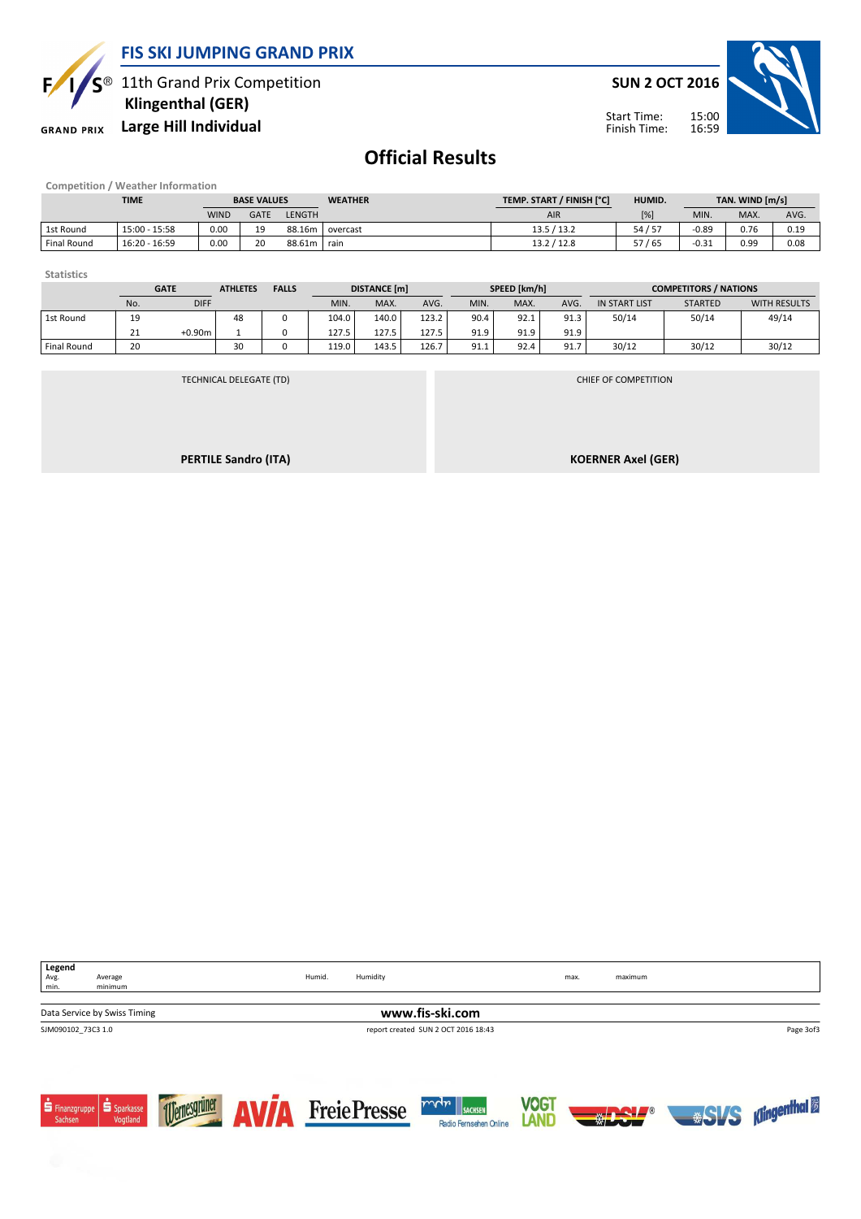# FIS SKI JUMPING GRAND PRIX

11th Grand Prix Competition
**Klingenthal (GER)**
**Large Hill Individual**

**SUN 2 OCT 2016**

Start Time: 15:00
Finish Time: 16:59

## Official Results

### Competition / Weather Information

| | TIME | BASE VALUES | | | WEATHER | TEMP. START / FINISH [°C] | HUMID. | TAN. WIND [m/s] | | |
|---|---|---|---|---|---|---|---|---|---|---|
| | | WIND | GATE | LENGTH | | AIR | [%] | MIN. | MAX. | AVG. |
| 1st Round | 15:00 - 15:58 | 0.00 | 19 | 88.16m | overcast | 13.5 / 13.2 | 54 / 57 | -0.89 | 0.76 | 0.19 |
| Final Round | 16:20 - 16:59 | 0.00 | 20 | 88.61m | rain | 13.2 / 12.8 | 57 / 65 | -0.31 | 0.99 | 0.08 |

### Statistics

| | GATE | | ATHLETES | FALLS | DISTANCE [m] | | | SPEED [km/h] | | | COMPETITORS / NATIONS | | |
|---|---|---|---|---|---|---|---|---|---|---|---|---|---|
| | No. | DIFF | | | MIN. | MAX. | AVG. | MIN. | MAX. | AVG. | IN START LIST | STARTED | WITH RESULTS |
| 1st Round | 19 | | 48 | 0 | 104.0 | 140.0 | 123.2 | 90.4 | 92.1 | 91.3 | 50/14 | 50/14 | 49/14 |
| | 21 | +0.90m | 1 | 0 | 127.5 | 127.5 | 127.5 | 91.9 | 91.9 | 91.9 | | | |
| Final Round | 20 | | 30 | 0 | 119.0 | 143.5 | 126.7 | 91.1 | 92.4 | 91.7 | 30/12 | 30/12 | 30/12 |

TECHNICAL DELEGATE (TD)

**PERTILE Sandro (ITA)**

CHIEF OF COMPETITION

**KOERNER Axel (GER)**

**Legend**

| | | | | | |
|---|---|---|---|---|---|
| Avg. | Average | Humid. | Humidity | max. | maximum |
| min. | minimum | | | | |

Data Service by Swiss Timing

www.fis-ski.com

SJM090102_73C3 1.0

report created SUN 2 OCT 2016 18:43